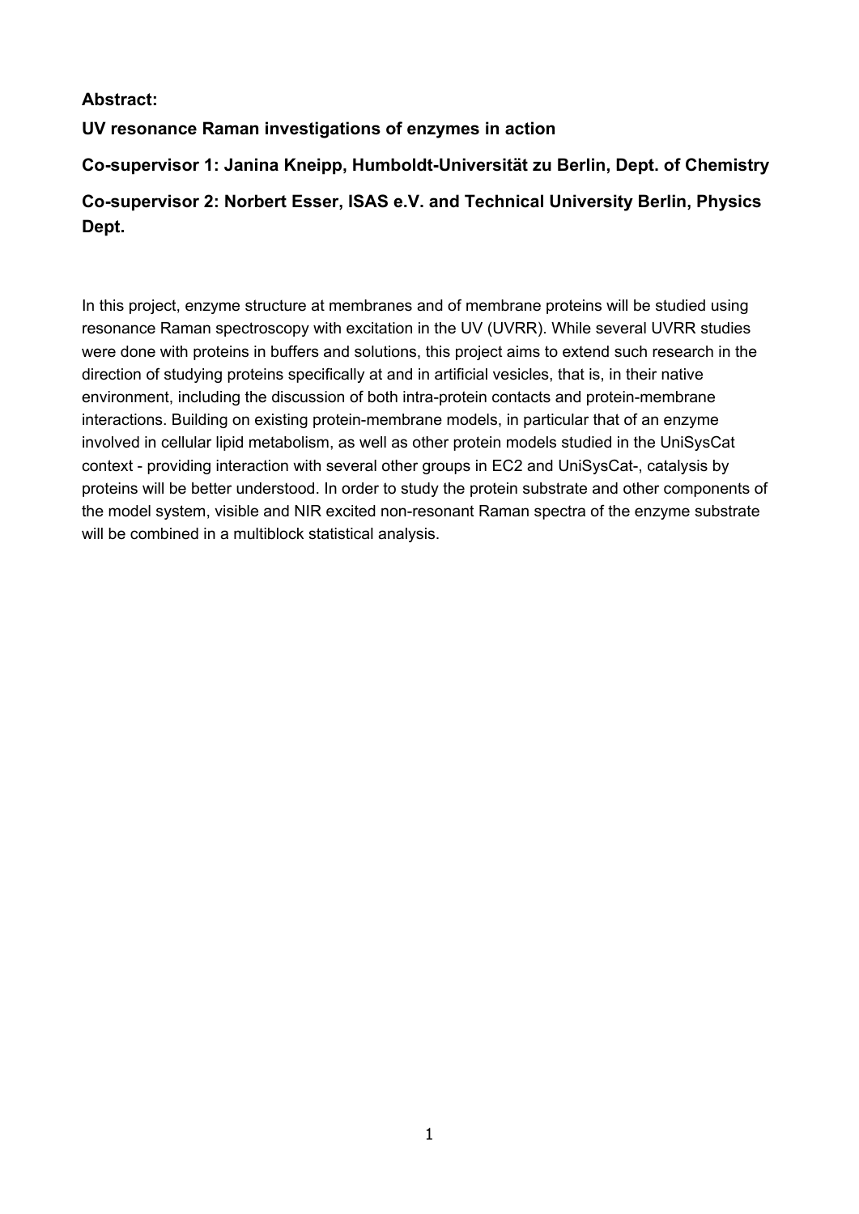**Abstract:**

**UV resonance Raman investigations of enzymes in action**

**Co-supervisor 1: Janina Kneipp, Humboldt-Universität zu Berlin, Dept. of Chemistry**

**Co-supervisor 2: Norbert Esser, ISAS e.V. and Technical University Berlin, Physics Dept.**

In this project, enzyme structure at membranes and of membrane proteins will be studied using resonance Raman spectroscopy with excitation in the UV (UVRR). While several UVRR studies were done with proteins in buffers and solutions, this project aims to extend such research in the direction of studying proteins specifically at and in artificial vesicles, that is, in their native environment, including the discussion of both intra-protein contacts and protein-membrane interactions. Building on existing protein-membrane models, in particular that of an enzyme involved in cellular lipid metabolism, as well as other protein models studied in the UniSysCat context - providing interaction with several other groups in EC2 and UniSysCat-, catalysis by proteins will be better understood. In order to study the protein substrate and other components of the model system, visible and NIR excited non-resonant Raman spectra of the enzyme substrate will be combined in a multiblock statistical analysis.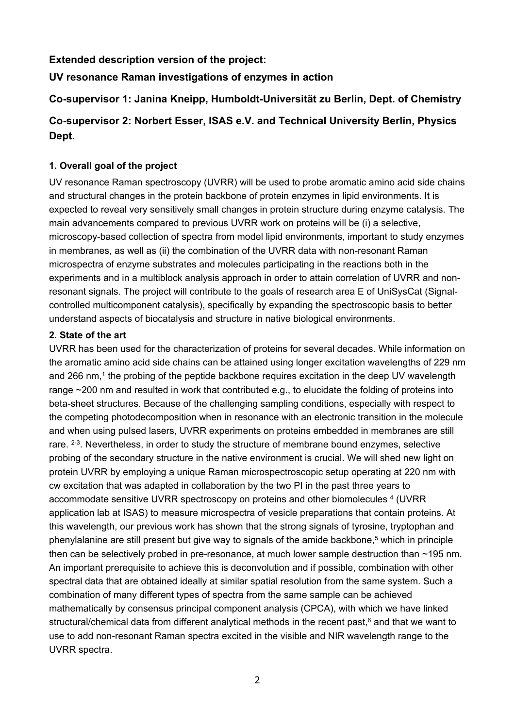**Extended description version of the project:**

**UV resonance Raman investigations of enzymes in action**

**Co-supervisor 1: Janina Kneipp, Humboldt-Universität zu Berlin, Dept. of Chemistry**

**Co-supervisor 2: Norbert Esser, ISAS e.V. and Technical University Berlin, Physics Dept.**

### 1. Overall goal of the project

UV resonance Raman spectroscopy (UVRR) will be used to probe aromatic amino acid side chains and structural changes in the protein backbone of protein enzymes in lipid environments. It is expected to reveal very sensitively small changes in protein structure during enzyme catalysis. The main advancements compared to previous UVRR work on proteins will be (i) a selective, microscopy-based collection of spectra from model lipid environments, important to study enzymes in membranes, as well as (ii) the combination of the UVRR data with non-resonant Raman microspectra of enzyme substrates and molecules participating in the reactions both in the experiments and in a multiblock analysis approach in order to attain correlation of UVRR and non-resonant signals. The project will contribute to the goals of research area E of UniSysCat (Signal-controlled multicomponent catalysis), specifically by expanding the spectroscopic basis to better understand aspects of biocatalysis and structure in native biological environments.

### 2. State of the art

UVRR has been used for the characterization of proteins for several decades. While information on the aromatic amino acid side chains can be attained using longer excitation wavelengths of 229 nm and 266 nm,[1] the probing of the peptide backbone requires excitation in the deep UV wavelength range ~200 nm and resulted in work that contributed e.g., to elucidate the folding of proteins into beta-sheet structures. Because of the challenging sampling conditions, especially with respect to the competing photodecomposition when in resonance with an electronic transition in the molecule and when using pulsed lasers, UVRR experiments on proteins embedded in membranes are still rare. [2-3]. Nevertheless, in order to study the structure of membrane bound enzymes, selective probing of the secondary structure in the native environment is crucial. We will shed new light on protein UVRR by employing a unique Raman microspectroscopic setup operating at 220 nm with cw excitation that was adapted in collaboration by the two PI in the past three years to accommodate sensitive UVRR spectroscopy on proteins and other biomolecules [4] (UVRR application lab at ISAS) to measure microspectra of vesicle preparations that contain proteins. At this wavelength, our previous work has shown that the strong signals of tyrosine, tryptophan and phenylalanine are still present but give way to signals of the amide backbone,[5] which in principle then can be selectively probed in pre-resonance, at much lower sample destruction than ~195 nm. An important prerequisite to achieve this is deconvolution and if possible, combination with other spectral data that are obtained ideally at similar spatial resolution from the same system. Such a combination of many different types of spectra from the same sample can be achieved mathematically by consensus principal component analysis (CPCA), with which we have linked structural/chemical data from different analytical methods in the recent past,[6] and that we want to use to add non-resonant Raman spectra excited in the visible and NIR wavelength range to the UVRR spectra.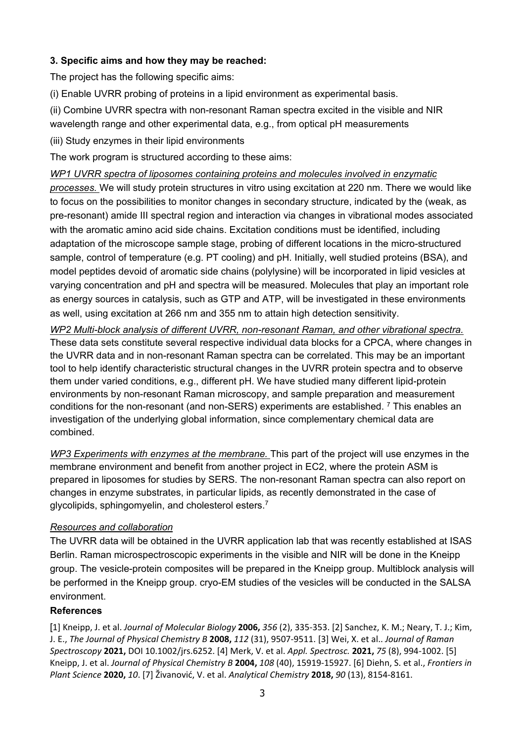**3. Specific aims and how they may be reached:**

The project has the following specific aims:

(i) Enable UVRR probing of proteins in a lipid environment as experimental basis.

(ii) Combine UVRR spectra with non-resonant Raman spectra excited in the visible and NIR wavelength range and other experimental data, e.g., from optical pH measurements

(iii) Study enzymes in their lipid environments

The work program is structured according to these aims:

*WP1 UVRR spectra of liposomes containing proteins and molecules involved in enzymatic processes.* We will study protein structures in vitro using excitation at 220 nm. There we would like to focus on the possibilities to monitor changes in secondary structure, indicated by the (weak, as pre-resonant) amide III spectral region and interaction via changes in vibrational modes associated with the aromatic amino acid side chains. Excitation conditions must be identified, including adaptation of the microscope sample stage, probing of different locations in the micro-structured sample, control of temperature (e.g. PT cooling) and pH. Initially, well studied proteins (BSA), and model peptides devoid of aromatic side chains (polylysine) will be incorporated in lipid vesicles at varying concentration and pH and spectra will be measured. Molecules that play an important role as energy sources in catalysis, such as GTP and ATP, will be investigated in these environments as well, using excitation at 266 nm and 355 nm to attain high detection sensitivity.

*WP2 Multi-block analysis of different UVRR, non-resonant Raman, and other vibrational spectra.* These data sets constitute several respective individual data blocks for a CPCA, where changes in the UVRR data and in non-resonant Raman spectra can be correlated. This may be an important tool to help identify characteristic structural changes in the UVRR protein spectra and to observe them under varied conditions, e.g., different pH. We have studied many different lipid-protein environments by non-resonant Raman microscopy, and sample preparation and measurement conditions for the non-resonant (and non-SERS) experiments are established. [7] This enables an investigation of the underlying global information, since complementary chemical data are combined.

*WP3 Experiments with enzymes at the membrane.* This part of the project will use enzymes in the membrane environment and benefit from another project in EC2, where the protein ASM is prepared in liposomes for studies by SERS. The non-resonant Raman spectra can also report on changes in enzyme substrates, in particular lipids, as recently demonstrated in the case of glycolipids, sphingomyelin, and cholesterol esters.[7]

*Resources and collaboration*

The UVRR data will be obtained in the UVRR application lab that was recently established at ISAS Berlin. Raman microspectroscopic experiments in the visible and NIR will be done in the Kneipp group. The vesicle-protein composites will be prepared in the Kneipp group. Multiblock analysis will be performed in the Kneipp group. cryo-EM studies of the vesicles will be conducted in the SALSA environment.

**References**

[1] Kneipp, J. et al. *Journal of Molecular Biology* **2006,** *356* (2), 335-353. [2] Sanchez, K. M.; Neary, T. J.; Kim, J. E., *The Journal of Physical Chemistry B* **2008,** *112* (31), 9507-9511. [3] Wei, X. et al.. *Journal of Raman Spectroscopy* **2021,** DOI 10.1002/jrs.6252. [4] Merk, V. et al. *Appl. Spectrosc.* **2021,** *75* (8), 994-1002. [5] Kneipp, J. et al. *Journal of Physical Chemistry B* **2004,** *108* (40), 15919-15927. [6] Diehn, S. et al., *Frontiers in Plant Science* **2020,** *10*. [7] Živanović, V. et al. *Analytical Chemistry* **2018,** *90* (13), 8154-8161.